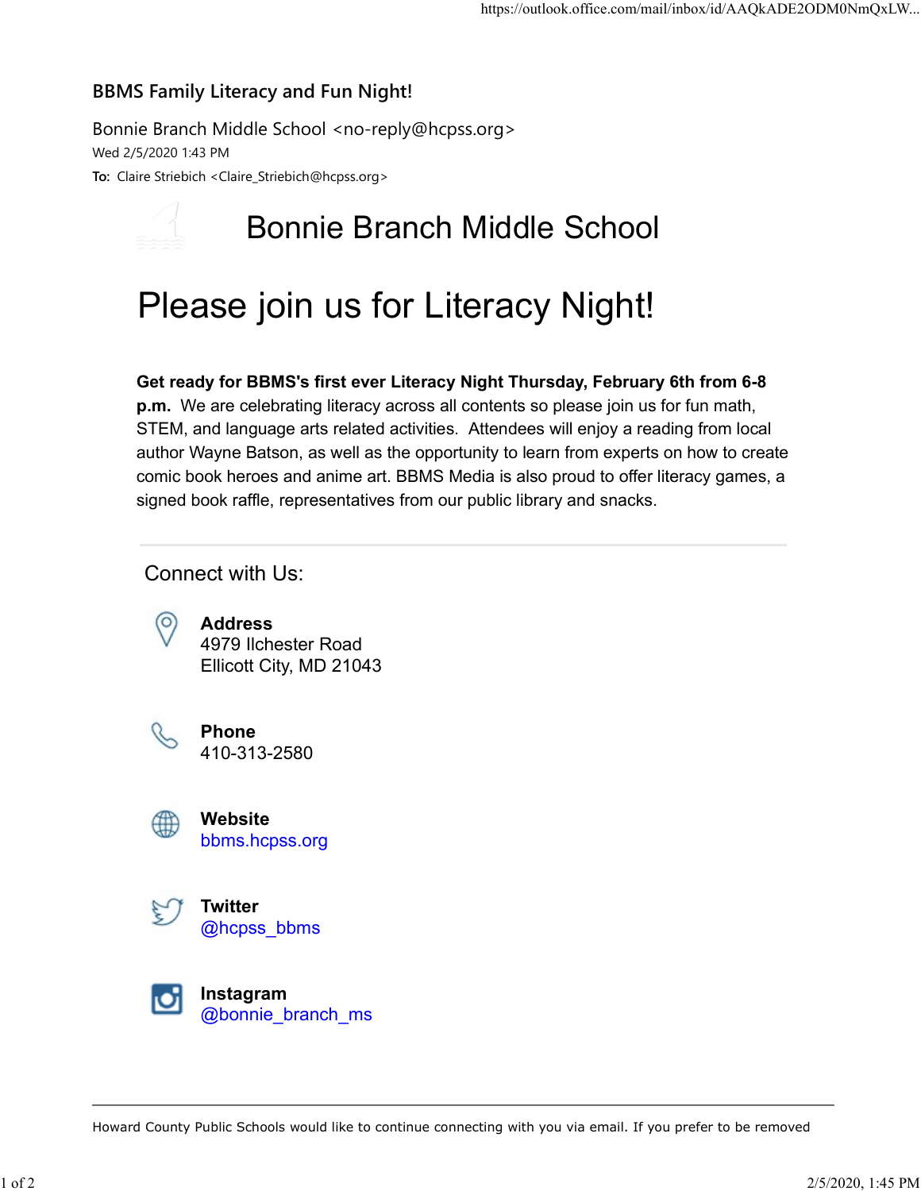## BBMS Family Literacy and Fun Night!

Bonnie Branch Middle School <no-reply@hcpss.org>
Wed 2/5/2020 1:43 PM
**To:** Claire Striebich <Claire_Striebich@hcpss.org>

# Bonnie Branch Middle School

# Please join us for Literacy Night!

**Get ready for BBMS's first ever Literacy Night Thursday, February 6th from 6-8 p.m.** We are celebrating literacy across all contents so please join us for fun math, STEM, and language arts related activities. Attendees will enjoy a reading from local author Wayne Batson, as well as the opportunity to learn from experts on how to create comic book heroes and anime art. BBMS Media is also proud to offer literacy games, a signed book raffle, representatives from our public library and snacks.

---

Connect with Us:

**Address**
4979 Ilchester Road
Ellicott City, MD 21043

**Phone**
410-313-2580

**Website**
bbms.hcpss.org

**Twitter**
@hcpss_bbms

**Instagram**
@bonnie_branch_ms

---

Howard County Public Schools would like to continue connecting with you via email. If you prefer to be removed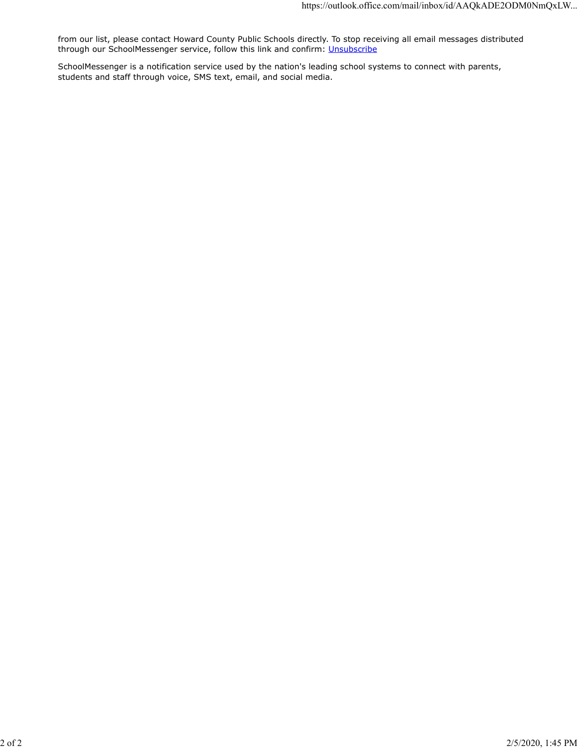from our list, please contact Howard County Public Schools directly. To stop receiving all email messages distributed through our SchoolMessenger service, follow this link and confirm: Unsubscribe

SchoolMessenger is a notification service used by the nation's leading school systems to connect with parents, students and staff through voice, SMS text, email, and social media.